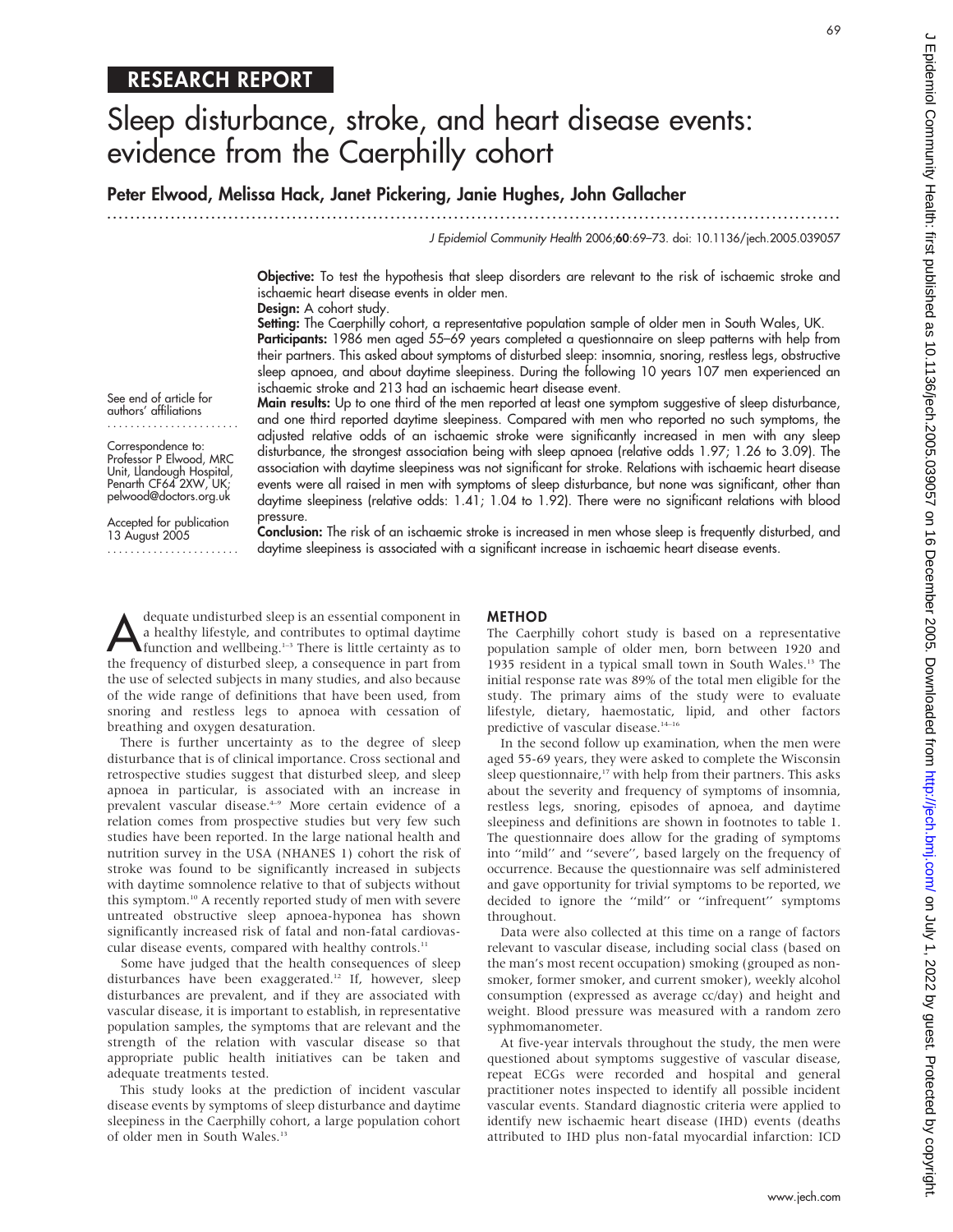## RESEARCH REPORT

# Sleep disturbance, stroke, and heart disease events: evidence from the Caerphilly cohort

**Peter Elwood, Melissa Hack, Janet Pickering, Janie Hughes, John Gallacher**

*J Epidemiol Community Health* 2006;**60**:69–73. doi: 10.1136/jech.2005.039057

**Objective:** To test the hypothesis that sleep disorders are relevant to the risk of ischaemic stroke and ischaemic heart disease events in older men.

**Design:** A cohort study.

**Setting:** The Caerphilly cohort, a representative population sample of older men in South Wales, UK.

**Participants:** 1986 men aged 55–69 years completed a questionnaire on sleep patterns with help from their partners. This asked about symptoms of disturbed sleep: insomnia, snoring, restless legs, obstructive sleep apnoea, and about daytime sleepiness. During the following 10 years 107 men experienced an ischaemic stroke and 213 had an ischaemic heart disease event.

**Main results:** Up to one third of the men reported at least one symptom suggestive of sleep disturbance, and one third reported daytime sleepiness. Compared with men who reported no such symptoms, the adjusted relative odds of an ischaemic stroke were significantly increased in men with any sleep disturbance, the strongest association being with sleep apnoea (relative odds 1.97; 1.26 to 3.09). The association with daytime sleepiness was not significant for stroke. Relations with ischaemic heart disease events were all raised in men with symptoms of sleep disturbance, but none was significant, other than daytime sleepiness (relative odds: 1.41; 1.04 to 1.92). There were no significant relations with blood pressure.

**Conclusion:** The risk of an ischaemic stroke is increased in men whose sleep is frequently disturbed, and daytime sleepiness is associated with a significant increase in ischaemic heart disease events.

See end of article for authors' affiliations

Correspondence to: Professor P Elwood, MRC Unit, Llandough Hospital, Penarth CF64 2XW, UK; pelwood@doctors.org.uk

Accepted for publication 13 August 2005

Adequate undisturbed sleep is an essential component in a healthy lifestyle, and contributes to optimal daytime function and wellbeing.[1–3] There is little certainty as to the frequency of disturbed sleep, a consequence in part from the use of selected subjects in many studies, and also because of the wide range of definitions that have been used, from snoring and restless legs to apnoea with cessation of breathing and oxygen desaturation.

There is further uncertainty as to the degree of sleep disturbance that is of clinical importance. Cross sectional and retrospective studies suggest that disturbed sleep, and sleep apnoea in particular, is associated with an increase in prevalent vascular disease.[4–9] More certain evidence of a relation comes from prospective studies but very few such studies have been reported. In the large national health and nutrition survey in the USA (NHANES 1) cohort the risk of stroke was found to be significantly increased in subjects with daytime somnolence relative to that of subjects without this symptom.[10] A recently reported study of men with severe untreated obstructive sleep apnoea-hyponea has shown significantly increased risk of fatal and non-fatal cardiovascular disease events, compared with healthy controls.[11]

Some have judged that the health consequences of sleep disturbances have been exaggerated.[12] If, however, sleep disturbances are prevalent, and if they are associated with vascular disease, it is important to establish, in representative population samples, the symptoms that are relevant and the strength of the relation with vascular disease so that appropriate public health initiatives can be taken and adequate treatments tested.

This study looks at the prediction of incident vascular disease events by symptoms of sleep disturbance and daytime sleepiness in the Caerphilly cohort, a large population cohort of older men in South Wales.[13]

## METHOD

The Caerphilly cohort study is based on a representative population sample of older men, born between 1920 and 1935 resident in a typical small town in South Wales.[13] The initial response rate was 89% of the total men eligible for the study. The primary aims of the study were to evaluate lifestyle, dietary, haemostatic, lipid, and other factors predictive of vascular disease.[14–16]

In the second follow up examination, when the men were aged 55-69 years, they were asked to complete the Wisconsin sleep questionnaire,[17] with help from their partners. This asks about the severity and frequency of symptoms of insomnia, restless legs, snoring, episodes of apnoea, and daytime sleepiness and definitions are shown in footnotes to table 1. The questionnaire does allow for the grading of symptoms into "mild" and "severe", based largely on the frequency of occurrence. Because the questionnaire was self administered and gave opportunity for trivial symptoms to be reported, we decided to ignore the "mild" or "infrequent" symptoms throughout.

Data were also collected at this time on a range of factors relevant to vascular disease, including social class (based on the man's most recent occupation) smoking (grouped as non-smoker, former smoker, and current smoker), weekly alcohol consumption (expressed as average cc/day) and height and weight. Blood pressure was measured with a random zero syphmomanometer.

At five-year intervals throughout the study, the men were questioned about symptoms suggestive of vascular disease, repeat ECGs were recorded and hospital and general practitioner notes inspected to identify all possible incident vascular events. Standard diagnostic criteria were applied to identify new ischaemic heart disease (IHD) events (deaths attributed to IHD plus non-fatal myocardial infarction: ICD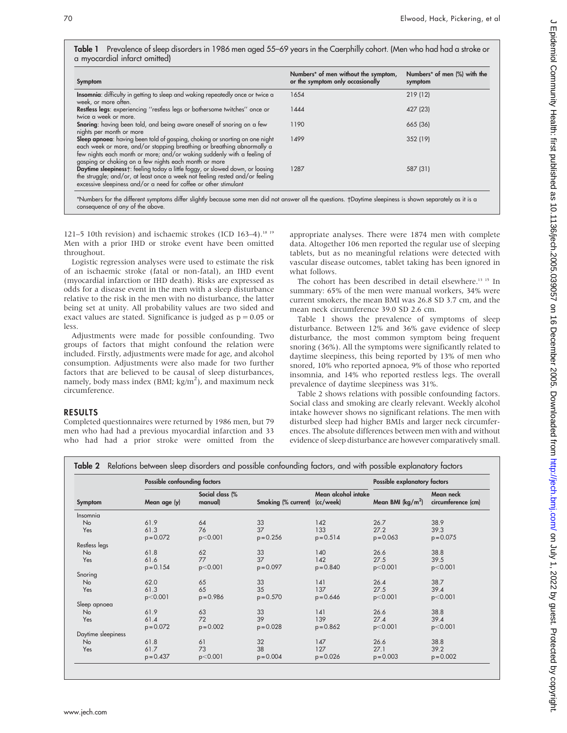**Table 1** Prevalence of sleep disorders in 1986 men aged 55–69 years in the Caerphilly cohort. (Men who had had a stroke or a myocardial infarct omitted)

| Symptom | Numbers* of men without the symptom, or the symptom only occasionally | Numbers* of men (%) with the symptom |
|---|---|---|
| **Insomnia**: difficulty in getting to sleep and waking repeatedly once or twice a week, or more often. | 1654 | 219 (12) |
| **Restless legs**: experiencing "restless legs or bothersome twitches" once or twice a week or more. | 1444 | 427 (23) |
| **Snoring**: having been told, and being aware oneself of snoring on a few nights per month or more | 1190 | 665 (36) |
| **Sleep apnoea**: having been told of gasping, choking or snorting on one night each week or more, and/or stopping breathing or breathing abnormally a few nights each month or more; and/or waking suddenly with a feeling of gasping or choking on a few nights each month or more | 1499 | 352 (19) |
| **Daytime sleepiness**†: feeling today a little foggy, or slowed down, or loosing the struggle; and/or, at least once a week not feeling rested and/or feeling excessive sleepiness and/or a need for coffee or other stimulant | 1287 | 587 (31) |

*Numbers for the different symptoms differ slightly because some men did not answer all the questions. †Daytime sleepiness is shown separately as it is a consequence of any of the above.

121–5 10th revision) and ischaemic strokes (ICD 163–4).[18 19] Men with a prior IHD or stroke event have been omitted throughout.

Logistic regression analyses were used to estimate the risk of an ischaemic stroke (fatal or non-fatal), an IHD event (myocardial infarction or IHD death). Risks are expressed as odds for a disease event in the men with a sleep disturbance relative to the risk in the men with no disturbance, the latter being set at unity. All probability values are two sided and exact values are stated. Significance is judged as $p = 0.05$ or less.

Adjustments were made for possible confounding. Two groups of factors that might confound the relation were included. Firstly, adjustments were made for age, and alcohol consumption. Adjustments were also made for two further factors that are believed to be causal of sleep disturbances, namely, body mass index (BMI; $kg/m^2$), and maximum neck circumference.

## RESULTS

Completed questionnaires were returned by 1986 men, but 79 men who had had a previous myocardial infarction and 33 who had had a prior stroke were omitted from the appropriate analyses. There were 1874 men with complete data. Altogether 106 men reported the regular use of sleeping tablets, but as no meaningful relations were detected with vascular disease outcomes, tablet taking has been ignored in what follows.

The cohort has been described in detail elsewhere.[13 15] In summary: 65% of the men were manual workers, 34% were current smokers, the mean BMI was 26.8 SD 3.7 cm, and the mean neck circumference 39.0 SD 2.6 cm.

Table 1 shows the prevalence of symptoms of sleep disturbance. Between 12% and 36% gave evidence of sleep disturbance, the most common symptom being frequent snoring (36%). All the symptoms were significantly related to daytime sleepiness, this being reported by 13% of men who snored, 10% who reported apnoea, 9% of those who reported insomnia, and 14% who reported restless legs. The overall prevalence of daytime sleepiness was 31%.

Table 2 shows relations with possible confounding factors. Social class and smoking are clearly relevant. Weekly alcohol intake however shows no significant relations. The men with disturbed sleep had higher BMIs and larger neck circumferences. The absolute differences between men with and without evidence of sleep disturbance are however comparatively small.

**Table 2** Relations between sleep disorders and possible confounding factors, and with possible explanatory factors

| | Possible confounding factors | | | | Possible explanatory factors | |
|---|---|---|---|---|---|---|
| Symptom | Mean age (y) | Social class (% manual) | Smoking (% current) | Mean alcohol intake (cc/week) | Mean BMI ($kg/m^2$) | Mean neck circumference (cm) |
| Insomnia | | | | | | |
| No | 61.9 | 64 | 33 | 142 | 26.7 | 38.9 |
| Yes | 61.3 | 76 | 37 | 133 | 27.2 | 39.3 |
| | $p = 0.072$ | $p < 0.001$ | $p = 0.256$ | $p = 0.514$ | $p = 0.063$ | $p = 0.075$ |
| Restless legs | | | | | | |
| No | 61.8 | 62 | 33 | 140 | 26.6 | 38.8 |
| Yes | 61.6 | 77 | 37 | 142 | 27.5 | 39.5 |
| | $p = 0.154$ | $p < 0.001$ | $p = 0.097$ | $p = 0.840$ | $p < 0.001$ | $p < 0.001$ |
| Snoring | | | | | | |
| No | 62.0 | 65 | 33 | 141 | 26.4 | 38.7 |
| Yes | 61.3 | 65 | 35 | 137 | 27.5 | 39.4 |
| | $p < 0.001$ | $p = 0.986$ | $p = 0.570$ | $p = 0.646$ | $p < 0.001$ | $p < 0.001$ |
| Sleep apnoea | | | | | | |
| No | 61.9 | 63 | 33 | 141 | 26.6 | 38.8 |
| Yes | 61.4 | 72 | 39 | 139 | 27.4 | 39.4 |
| | $p = 0.072$ | $p = 0.002$ | $p = 0.028$ | $p = 0.862$ | $p < 0.001$ | $p < 0.001$ |
| Daytime sleepiness | | | | | | |
| No | 61.8 | 61 | 32 | 147 | 26.6 | 38.8 |
| Yes | 61.7 | 73 | 38 | 127 | 27.1 | 39.2 |
| | $p = 0.437$ | $p < 0.001$ | $p = 0.004$ | $p = 0.026$ | $p = 0.003$ | $p = 0.002$ |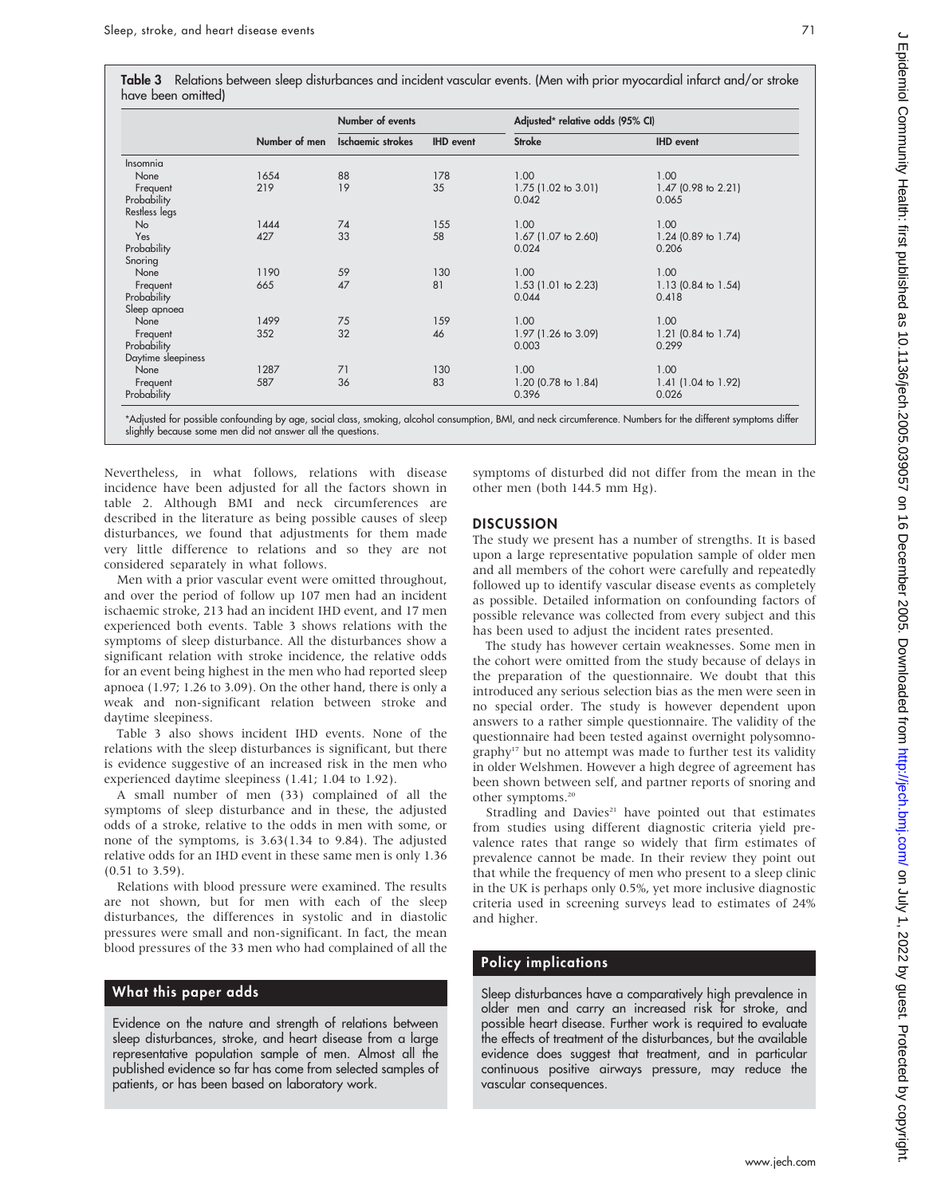**Table 3** Relations between sleep disturbances and incident vascular events. (Men with prior myocardial infarct and/or stroke have been omitted)

| | Number of men | Number of events | | Adjusted* relative odds (95% CI) | |
|---|---|---|---|---|---|
| | | Ischaemic strokes | IHD event | Stroke | IHD event |
| Insomnia | | | | | |
| None | 1654 | 88 | 178 | 1.00 | 1.00 |
| Frequent | 219 | 19 | 35 | 1.75 (1.02 to 3.01) | 1.47 (0.98 to 2.21) |
| Probability | | | | 0.042 | 0.065 |
| Restless legs | | | | | |
| No | 1444 | 74 | 155 | 1.00 | 1.00 |
| Yes | 427 | 33 | 58 | 1.67 (1.07 to 2.60) | 1.24 (0.89 to 1.74) |
| Probability | | | | 0.024 | 0.206 |
| Snoring | | | | | |
| None | 1190 | 59 | 130 | 1.00 | 1.00 |
| Frequent | 665 | 47 | 81 | 1.53 (1.01 to 2.23) | 1.13 (0.84 to 1.54) |
| Probability | | | | 0.044 | 0.418 |
| Sleep apnoea | | | | | |
| None | 1499 | 75 | 159 | 1.00 | 1.00 |
| Frequent | 352 | 32 | 46 | 1.97 (1.26 to 3.09) | 1.21 (0.84 to 1.74) |
| Probability | | | | 0.003 | 0.299 |
| Daytime sleepiness | | | | | |
| None | 1287 | 71 | 130 | 1.00 | 1.00 |
| Frequent | 587 | 36 | 83 | 1.20 (0.78 to 1.84) | 1.41 (1.04 to 1.92) |
| Probability | | | | 0.396 | 0.026 |

*Adjusted for possible confounding by age, social class, smoking, alcohol consumption, BMI, and neck circumference. Numbers for the different symptoms differ slightly because some men did not answer all the questions.

Nevertheless, in what follows, relations with disease incidence have been adjusted for all the factors shown in table 2. Although BMI and neck circumferences are described in the literature as being possible causes of sleep disturbances, we found that adjustments for them made very little difference to relations and so they are not considered separately in what follows.

Men with a prior vascular event were omitted throughout, and over the period of follow up 107 men had an incident ischaemic stroke, 213 had an incident IHD event, and 17 men experienced both events. Table 3 shows relations with the symptoms of sleep disturbance. All the disturbances show a significant relation with stroke incidence, the relative odds for an event being highest in the men who had reported sleep apnoea (1.97; 1.26 to 3.09). On the other hand, there is only a weak and non-significant relation between stroke and daytime sleepiness.

Table 3 also shows incident IHD events. None of the relations with the sleep disturbances is significant, but there is evidence suggestive of an increased risk in the men who experienced daytime sleepiness (1.41; 1.04 to 1.92).

A small number of men (33) complained of all the symptoms of sleep disturbance and in these, the adjusted odds of a stroke, relative to the odds in men with some, or none of the symptoms, is 3.63(1.34 to 9.84). The adjusted relative odds for an IHD event in these same men is only 1.36 (0.51 to 3.59).

Relations with blood pressure were examined. The results are not shown, but for men with each of the sleep disturbances, the differences in systolic and in diastolic pressures were small and non-significant. In fact, the mean blood pressures of the 33 men who had complained of all the symptoms of disturbed did not differ from the mean in the other men (both 144.5 mm Hg).

## What this paper adds

Evidence on the nature and strength of relations between sleep disturbances, stroke, and heart disease from a large representative population sample of men. Almost all the published evidence so far has come from selected samples of patients, or has been based on laboratory work.

## DISCUSSION

The study we present has a number of strengths. It is based upon a large representative population sample of older men and all members of the cohort were carefully and repeatedly followed up to identify vascular disease events as completely as possible. Detailed information on confounding factors of possible relevance was collected from every subject and this has been used to adjust the incident rates presented.

The study has however certain weaknesses. Some men in the cohort were omitted from the study because of delays in the preparation of the questionnaire. We doubt that this introduced any serious selection bias as the men were seen in no special order. The study is however dependent upon answers to a rather simple questionnaire. The validity of the questionnaire had been tested against overnight polysomnography[17] but no attempt was made to further test its validity in older Welshmen. However a high degree of agreement has been shown between self, and partner reports of snoring and other symptoms.[20]

Stradling and Davies[21] have pointed out that estimates from studies using different diagnostic criteria yield prevalence rates that range so widely that firm estimates of prevalence cannot be made. In their review they point out that while the frequency of men who present to a sleep clinic in the UK is perhaps only 0.5%, yet more inclusive diagnostic criteria used in screening surveys lead to estimates of 24% and higher.

## Policy implications

Sleep disturbances have a comparatively high prevalence in older men and carry an increased risk for stroke, and possible heart disease. Further work is required to evaluate the effects of treatment of the disturbances, but the available evidence does suggest that treatment, and in particular continuous positive airways pressure, may reduce the vascular consequences.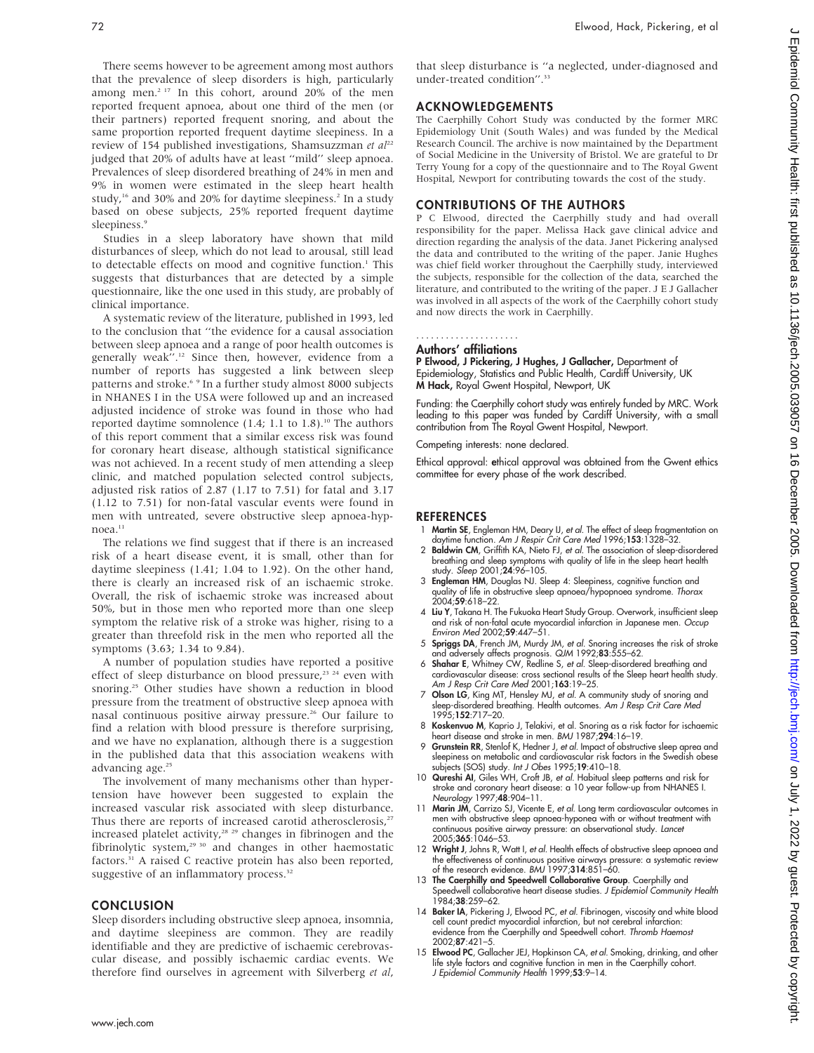There seems however to be agreement among most authors that the prevalence of sleep disorders is high, particularly among men.[2 17] In this cohort, around 20% of the men reported frequent apnoea, about one third of the men (or their partners) reported frequent snoring, and about the same proportion reported frequent daytime sleepiness. In a review of 154 published investigations, Shamsuzzman *et al*[22] judged that 20% of adults have at least ''mild'' sleep apnoea. Prevalences of sleep disordered breathing of 24% in men and 9% in women were estimated in the sleep heart health study,[16] and 30% and 20% for daytime sleepiness.[2] In a study based on obese subjects, 25% reported frequent daytime sleepiness.[9]

Studies in a sleep laboratory have shown that mild disturbances of sleep, which do not lead to arousal, still lead to detectable effects on mood and cognitive function.[1] This suggests that disturbances that are detected by a simple questionnaire, like the one used in this study, are probably of clinical importance.

A systematic review of the literature, published in 1993, led to the conclusion that ''the evidence for a causal association between sleep apnoea and a range of poor health outcomes is generally weak''.[12] Since then, however, evidence from a number of reports has suggested a link between sleep patterns and stroke.[6 9] In a further study almost 8000 subjects in NHANES I in the USA were followed up and an increased adjusted incidence of stroke was found in those who had reported daytime somnolence (1.4; 1.1 to 1.8).[10] The authors of this report comment that a similar excess risk was found for coronary heart disease, although statistical significance was not achieved. In a recent study of men attending a sleep clinic, and matched population selected control subjects, adjusted risk ratios of 2.87 (1.17 to 7.51) for fatal and 3.17 (1.12 to 7.51) for non-fatal vascular events were found in men with untreated, severe obstructive sleep apnoea-hypnoea.[11]

The relations we find suggest that if there is an increased risk of a heart disease event, it is small, other than for daytime sleepiness (1.41; 1.04 to 1.92). On the other hand, there is clearly an increased risk of an ischaemic stroke. Overall, the risk of ischaemic stroke was increased about 50%, but in those men who reported more than one sleep symptom the relative risk of a stroke was higher, rising to a greater than threefold risk in the men who reported all the symptoms (3.63; 1.34 to 9.84).

A number of population studies have reported a positive effect of sleep disturbance on blood pressure,[23 24] even with snoring.[25] Other studies have shown a reduction in blood pressure from the treatment of obstructive sleep apnoea with nasal continuous positive airway pressure.[26] Our failure to find a relation with blood pressure is therefore surprising, and we have no explanation, although there is a suggestion in the published data that this association weakens with advancing age.[25]

The involvement of many mechanisms other than hypertension have however been suggested to explain the increased vascular risk associated with sleep disturbance. Thus there are reports of increased carotid atherosclerosis,[27] increased platelet activity,[28 29] changes in fibrinogen and the fibrinolytic system,[29 30] and changes in other haemostatic factors.[31] A raised C reactive protein has also been reported, suggestive of an inflammatory process.[32]

## CONCLUSION

Sleep disorders including obstructive sleep apnoea, insomnia, and daytime sleepiness are common. They are readily identifiable and they are predictive of ischaemic cerebrovascular disease, and possibly ischaemic cardiac events. We therefore find ourselves in agreement with Silverberg *et al*, that sleep disturbance is ''a neglected, under-diagnosed and under-treated condition''.[33]

## ACKNOWLEDGEMENTS

The Caerphilly Cohort Study was conducted by the former MRC Epidemiology Unit (South Wales) and was funded by the Medical Research Council. The archive is now maintained by the Department of Social Medicine in the University of Bristol. We are grateful to Dr Terry Young for a copy of the questionnaire and to The Royal Gwent Hospital, Newport for contributing towards the cost of the study.

## CONTRIBUTIONS OF THE AUTHORS

P C Elwood, directed the Caerphilly study and had overall responsibility for the paper. Melissa Hack gave clinical advice and direction regarding the analysis of the data. Janet Pickering analysed the data and contributed to the writing of the paper. Janie Hughes was chief field worker throughout the Caerphilly study, interviewed the subjects, responsible for the collection of the data, searched the literature, and contributed to the writing of the paper. J E J Gallacher was involved in all aspects of the work of the Caerphilly cohort study and now directs the work in Caerphilly.

### Authors' affiliations

**P Elwood, J Pickering, J Hughes, J Gallacher,** Department of Epidemiology, Statistics and Public Health, Cardiff University, UK
**M Hack,** Royal Gwent Hospital, Newport, UK

Funding: the Caerphilly cohort study was entirely funded by MRC. Work leading to this paper was funded by Cardiff University, with a small contribution from The Royal Gwent Hospital, Newport.

Competing interests: none declared.

Ethical approval: ethical approval was obtained from the Gwent ethics committee for every phase of the work described.

## REFERENCES

1. **Martin SE**, Engleman HM, Deary IJ, *et al*. The effect of sleep fragmentation on daytime function. *Am J Respir Crit Care Med* 1996;**153**:1328–32.
2. **Baldwin CM**, Griffith KA, Nieto FJ, *et al*. The association of sleep-disordered breathing and sleep symptoms with quality of life in the sleep heart health study. *Sleep* 2001;**24**:96–105.
3. **Engleman HM**, Douglas NJ. Sleep 4: Sleepiness, cognitive function and quality of life in obstructive sleep apnoea/hypopnoea syndrome. *Thorax* 2004;**59**:618–22.
4. **Liu Y**, Takana H. The Fukuoka Heart Study Group. Overwork, insufficient sleep and risk of non-fatal acute myocardial infarction in Japanese men. *Occup Environ Med* 2002;**59**:447–51.
5. **Spriggs DA**, French JM, Murdy JM, *et al*. Snoring increases the risk of stroke and adversely affects prognosis. *QJM* 1992;**83**:555–62.
6. **Shahar E**, Whitney CW, Redline S, *et al*. Sleep-disordered breathing and cardiovascular disease: cross sectional results of the Sleep heart health study. *Am J Resp Crit Care Med* 2001;**163**:19–25.
7. **Olson LG**, King MT, Hensley MJ, *et al*. A community study of snoring and sleep-disordered breathing. Health outcomes. *Am J Resp Crit Care Med* 1995;**152**:717–20.
8. **Koskenvuo M**, Kaprio J, Telakivi, et al. Snoring as a risk factor for ischaemic heart disease and stroke in men. *BMJ* 1987;**294**:16–19.
9. **Grunstein RR**, Stenlof K, Hedner J, *et al*. Impact of obstructive sleep aprea and sleepiness on metabolic and cardiovascular risk factors in the Swedish obese subjects (SOS) study. *Int J Obes* 1995;**19**:410–18.
10. **Qureshi AI**, Giles WH, Croft JB, *et al*. Habitual sleep patterns and risk for stroke and coronary heart disease: a 10 year follow-up from NHANES I. *Neurology* 1997;**48**:904–11.
11. **Marin JM**, Carrizo SJ, Vicente E, *et al*. Long term cardiovascular outcomes in men with obstructive sleep apnoea-hyponea with or without treatment with continuous positive airway pressure: an observational study. *Lancet* 2005;**365**:1046–53.
12. **Wright J**, Johns R, Watt I, *et al*. Health effects of obstructive sleep apnoea and the effectiveness of continuous positive airways pressure: a systematic review of the research evidence. *BMJ* 1997;**314**:851–60.
13. **The Caerphilly and Speedwell Collaborative Group**. Caerphilly and Speedwell collaborative heart disease studies. *J Epidemiol Community Health* 1984;**38**:259–62.
14. **Baker IA**, Pickering J, Elwood PC, *et al*. Fibrinogen, viscosity and white blood cell count predict myocardial infarction, but not cerebral infarction: evidence from the Caerphilly and Speedwell cohort. *Thromb Haemost* 2002;**87**:421–5.
15. **Elwood PC**, Gallacher JEJ, Hopkinson CA, *et al*. Smoking, drinking, and other life style factors and cognitive function in men in the Caerphilly cohort. *J Epidemiol Community Health* 1999;**53**:9–14.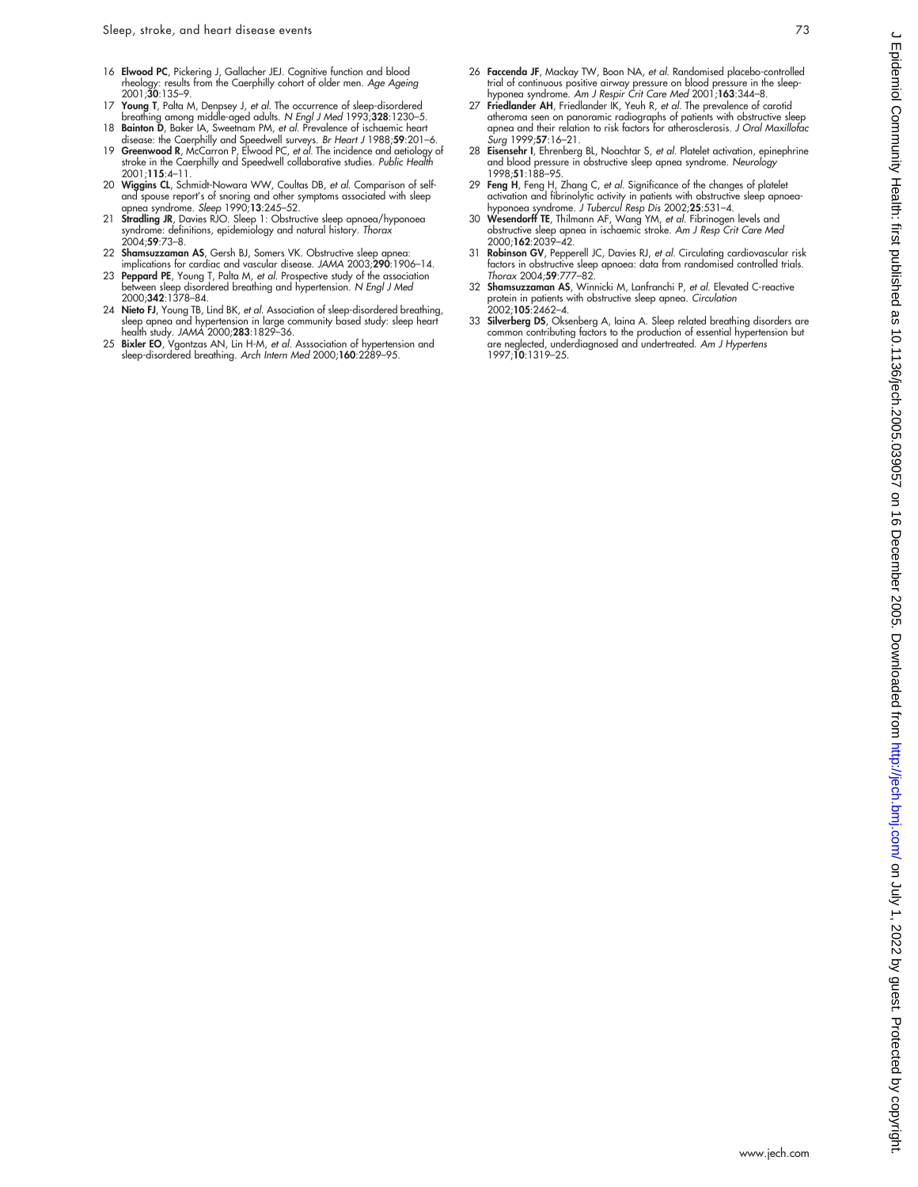16 **Elwood PC**, Pickering J, Gallacher JEJ. Cognitive function and blood rheology: results from the Caerphilly cohort of older men. *Age Ageing* 2001;**30**:135–9.

17 **Young T**, Palta M, Denpsey J, *et al*. The occurrence of sleep-disordered breathing among middle-aged adults. *N Engl J Med* 1993;**328**:1230–5.

18 **Bainton D**, Baker IA, Sweetnam PM, *et al*. Prevalence of ischaemic heart disease: the Caerphilly and Speedwell surveys. *Br Heart J* 1988;**59**:201–6.

19 **Greenwood R**, McCarron P, Elwood PC, *et al*. The incidence and aetiology of stroke in the Caerphilly and Speedwell collaborative studies. *Public Health* 2001;**115**:4–11.

20 **Wiggins CL**, Schmidt-Nowara WW, Coultas DB, *et al*. Comparison of self- and spouse report's of snoring and other symptoms associated with sleep apnea syndrome. *Sleep* 1990;**13**:245–52.

21 **Stradling JR**, Davies RJO. Sleep 1: Obstructive sleep apnoea/hyponoea syndrome: definitions, epidemiology and natural history. *Thorax* 2004;**59**:73–8.

22 **Shamsuzzaman AS**, Gersh BJ, Somers VK. Obstructive sleep apnea: implications for cardiac and vascular disease. *JAMA* 2003;**290**:1906–14.

23 **Peppard PE**, Young T, Palta M, *et al*. Prospective study of the association between sleep disordered breathing and hypertension. *N Engl J Med* 2000;**342**:1378–84.

24 **Nieto FJ**, Young TB, Lind BK, *et al*. Association of sleep-disordered breathing, sleep apnea and hypertension in large community based study: sleep heart health study. *JAMA* 2000;**283**:1829–36.

25 **Bixler EO**, Vgontzas AN, Lin H-M, *et al*. Asssociation of hypertension and sleep-disordered breathing. *Arch Intern Med* 2000;**160**:2289–95.

26 **Faccenda JF**, Mackay TW, Boon NA, *et al*. Randomised placebo-controlled trial of continuous positive airway pressure on blood pressure in the sleep-hyponea syndrome. *Am J Respir Crit Care Med* 2001;**163**:344–8.

27 **Friedlander AH**, Friedlander IK, Yeuh R, *et al*. The prevalence of carotid atheroma seen on panoramic radiographs of patients with obstructive sleep apnea and their relation to risk factors for atherosclerosis. *J Oral Maxillofac Surg* 1999;**57**:16–21.

28 **Eisensehr I**, Ehrenberg BL, Noachtar S, *et al*. Platelet activation, epinephrine and blood pressure in obstructive sleep apnea syndrome. *Neurology* 1998;**51**:188–95.

29 **Feng H**, Feng H, Zhang C, *et al*. Significance of the changes of platelet activation and fibrinolytic activity in patients with obstructive sleep apnoea-hyponoea syndrome. *J Tubercul Resp Dis* 2002;**25**:531–4.

30 **Wesendorff TE**, Thilmann AF, Wang YM, *et al*. Fibrinogen levels and obstructive sleep apnea in ischaemic stroke. *Am J Resp Crit Care Med* 2000;**162**:2039–42.

31 **Robinson GV**, Pepperell JC, Davies RJ, *et al*. Circulating cardiovascular risk factors in obstructive sleep apnoea: data from randomised controlled trials. *Thorax* 2004;**59**:777–82.

32 **Shamsuzzaman AS**, Winnicki M, Lanfranchi P, *et al*. Elevated C-reactive protein in patients with obstructive sleep apnea. *Circulation* 2002;**105**:2462–4.

33 **Silverberg DS**, Oksenberg A, Iaina A. Sleep related breathing disorders are common contributing factors to the production of essential hypertension but are neglected, underdiagnosed and undertreated. *Am J Hypertens* 1997;**10**:1319–25.